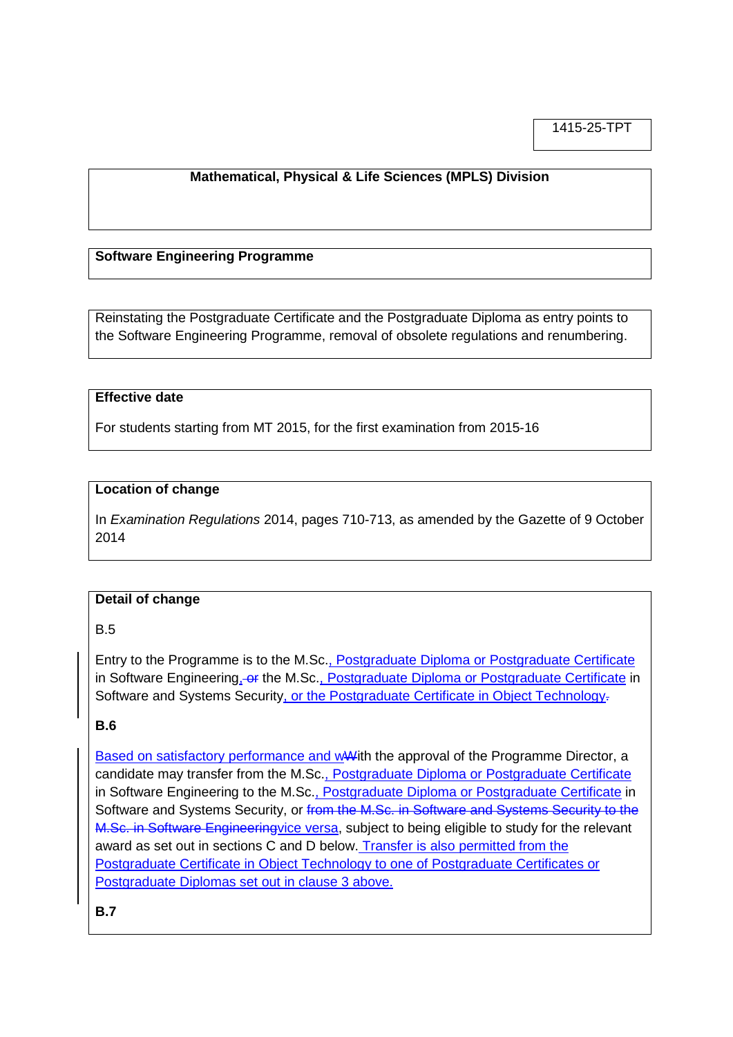1415-25-TPT

**Mathematical, Physical & Life Sciences (MPLS) Division**

**Software Engineering Programme**

Reinstating the Postgraduate Certificate and the Postgraduate Diploma as entry points to the Software Engineering Programme, removal of obsolete regulations and renumbering.

**Effective date**

For students starting from MT 2015, for the first examination from 2015-16

**Location of change**

In *Examination Regulations* 2014, pages 710-713, as amended by the Gazette of 9 October 2014

**Detail of change**

B.5

Entry to the Programme is to the M.Sc., Postgraduate Diploma or Postgraduate Certificate in Software Engineering, ~~or~~ the M.Sc., Postgraduate Diploma or Postgraduate Certificate in Software and Systems Security, or the Postgraduate Certificate in Object Technology~~.~~

**B.6**

Based on satisfactory performance and w~~W~~ith the approval of the Programme Director, a candidate may transfer from the M.Sc., Postgraduate Diploma or Postgraduate Certificate in Software Engineering to the M.Sc., Postgraduate Diploma or Postgraduate Certificate in Software and Systems Security, or ~~from the M.Sc. in Software and Systems Security to the M.Sc. in Software Engineering~~vice versa, subject to being eligible to study for the relevant award as set out in sections C and D below. Transfer is also permitted from the Postgraduate Certificate in Object Technology to one of Postgraduate Certificates or Postgraduate Diplomas set out in clause 3 above.

**B.7**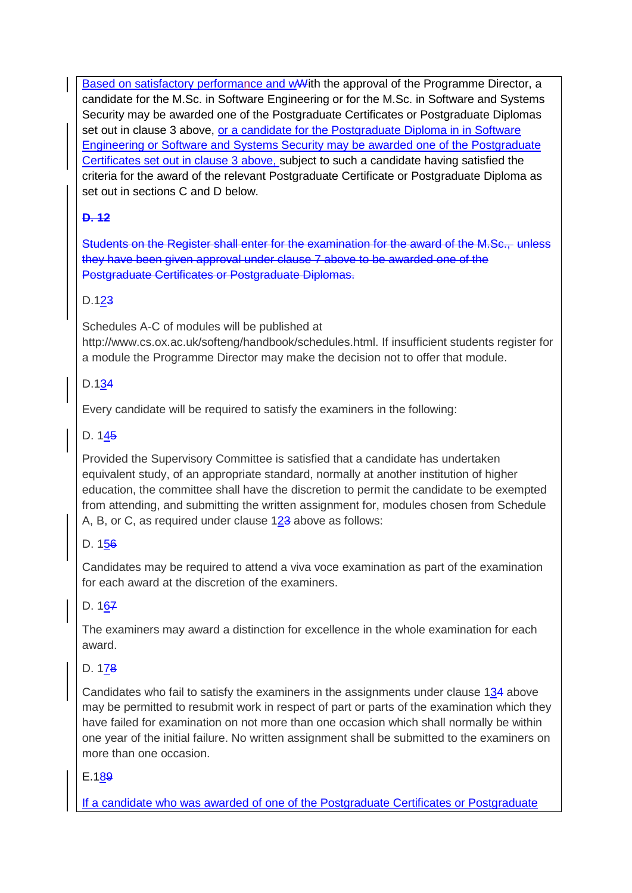Based on satisfactory performance and wWith the approval of the Programme Director, a candidate for the M.Sc. in Software Engineering or for the M.Sc. in Software and Systems Security may be awarded one of the Postgraduate Certificates or Postgraduate Diplomas set out in clause 3 above, or a candidate for the Postgraduate Diploma in in Software Engineering or Software and Systems Security may be awarded one of the Postgraduate Certificates set out in clause 3 above, subject to such a candidate having satisfied the criteria for the award of the relevant Postgraduate Certificate or Postgraduate Diploma as set out in sections C and D below.

~~**D. 12**~~

~~Students on the Register shall enter for the examination for the award of the M.Sc., unless they have been given approval under clause 7 above to be awarded one of the Postgraduate Certificates or Postgraduate Diplomas.~~

D.123

Schedules A-C of modules will be published at http://www.cs.ox.ac.uk/softeng/handbook/schedules.html. If insufficient students register for a module the Programme Director may make the decision not to offer that module.

D.134

Every candidate will be required to satisfy the examiners in the following:

D. 145

Provided the Supervisory Committee is satisfied that a candidate has undertaken equivalent study, of an appropriate standard, normally at another institution of higher education, the committee shall have the discretion to permit the candidate to be exempted from attending, and submitting the written assignment for, modules chosen from Schedule A, B, or C, as required under clause 123 above as follows:

D. 156

Candidates may be required to attend a viva voce examination as part of the examination for each award at the discretion of the examiners.

D. 167

The examiners may award a distinction for excellence in the whole examination for each award.

D. 178

Candidates who fail to satisfy the examiners in the assignments under clause 134 above may be permitted to resubmit work in respect of part or parts of the examination which they have failed for examination on not more than one occasion which shall normally be within one year of the initial failure. No written assignment shall be submitted to the examiners on more than one occasion.

E.189

If a candidate who was awarded of one of the Postgraduate Certificates or Postgraduate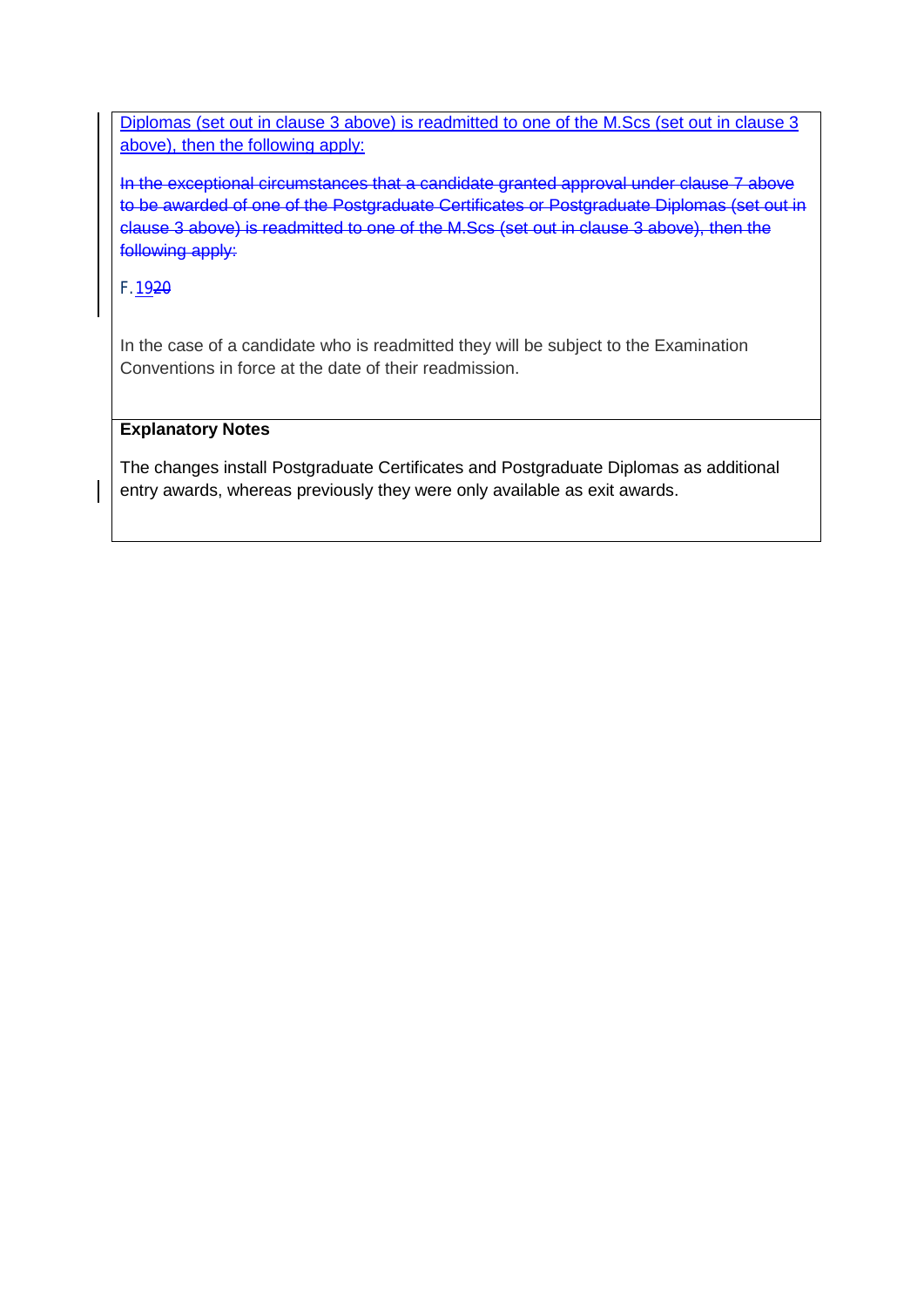Diplomas (set out in clause 3 above) is readmitted to one of the M.Scs (set out in clause 3 above), then the following apply:

~~In the exceptional circumstances that a candidate granted approval under clause 7 above to be awarded of one of the Postgraduate Certificates or Postgraduate Diplomas (set out in clause 3 above) is readmitted to one of the M.Scs (set out in clause 3 above), then the following apply:~~

F.19~~20~~

In the case of a candidate who is readmitted they will be subject to the Examination Conventions in force at the date of their readmission.

**Explanatory Notes**

The changes install Postgraduate Certificates and Postgraduate Diplomas as additional entry awards, whereas previously they were only available as exit awards.